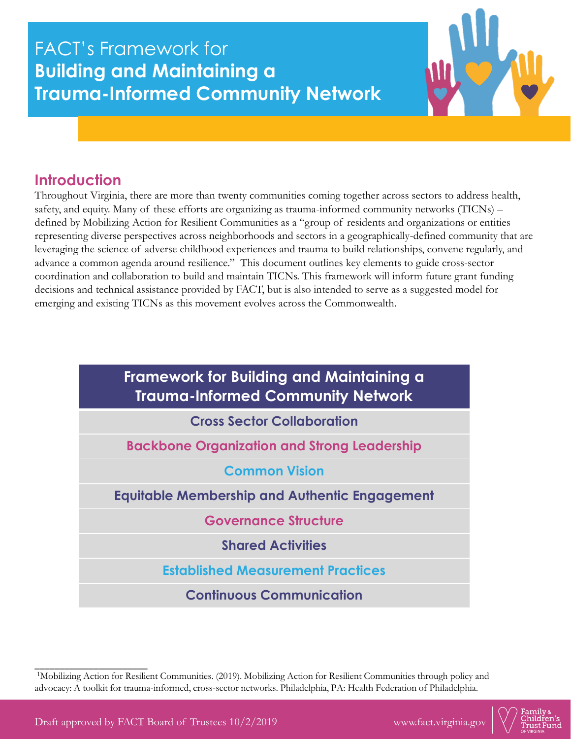# FACT's Framework for **Building and Maintaining a Trauma-Informed Community Network**

## Introduction

Throughout Virginia, there are more than twenty communities coming together across sectors to address health, safety, and equity. Many of these efforts are organizing as trauma-informed community networks (TICNs) – defined by Mobilizing Action for Resilient Communities as a "group of residents and organizations or entities representing diverse perspectives across neighborhoods and sectors in a geographically-defined community that are leveraging the science of adverse childhood experiences and trauma to build relationships, convene regularly, and advance a common agenda around resilience." This document outlines key elements to guide cross-sector coordination and collaboration to build and maintain TICNs. This framework will inform future grant funding decisions and technical assistance provided by FACT, but is also intended to serve as a suggested model for emerging and existing TICNs as this movement evolves across the Commonwealth.

| Framework for Building and Maintaining a Trauma-Informed Community Network |
|---|
| Cross Sector Collaboration |
| Backbone Organization and Strong Leadership |
| Common Vision |
| Equitable Membership and Authentic Engagement |
| Governance Structure |
| Shared Activities |
| Established Measurement Practices |
| Continuous Communication |

[1] Mobilizing Action for Resilient Communities. (2019). Mobilizing Action for Resilient Communities through policy and advocacy: A toolkit for trauma-informed, cross-sector networks. Philadelphia, PA: Health Federation of Philadelphia.

Draft approved by FACT Board of Trustees 10/2/2019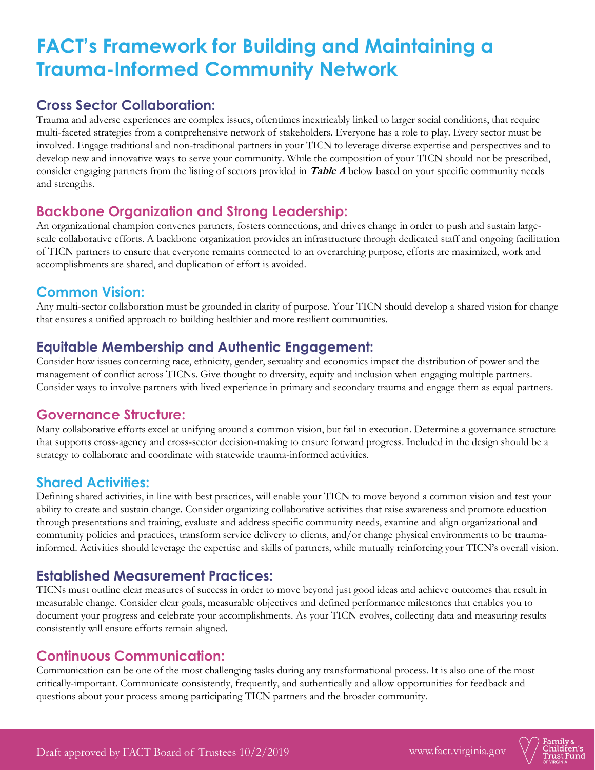# FACT's Framework for Building and Maintaining a Trauma-Informed Community Network

## Cross Sector Collaboration:

Trauma and adverse experiences are complex issues, oftentimes inextricably linked to larger social conditions, that require multi-faceted strategies from a comprehensive network of stakeholders. Everyone has a role to play. Every sector must be involved. Engage traditional and non-traditional partners in your TICN to leverage diverse expertise and perspectives and to develop new and innovative ways to serve your community. While the composition of your TICN should not be prescribed, consider engaging partners from the listing of sectors provided in ***Table A*** below based on your specific community needs and strengths.

## Backbone Organization and Strong Leadership:

An organizational champion convenes partners, fosters connections, and drives change in order to push and sustain large-scale collaborative efforts. A backbone organization provides an infrastructure through dedicated staff and ongoing facilitation of TICN partners to ensure that everyone remains connected to an overarching purpose, efforts are maximized, work and accomplishments are shared, and duplication of effort is avoided.

## Common Vision:

Any multi-sector collaboration must be grounded in clarity of purpose. Your TICN should develop a shared vision for change that ensures a unified approach to building healthier and more resilient communities.

## Equitable Membership and Authentic Engagement:

Consider how issues concerning race, ethnicity, gender, sexuality and economics impact the distribution of power and the management of conflict across TICNs. Give thought to diversity, equity and inclusion when engaging multiple partners. Consider ways to involve partners with lived experience in primary and secondary trauma and engage them as equal partners.

## Governance Structure:

Many collaborative efforts excel at unifying around a common vision, but fail in execution. Determine a governance structure that supports cross-agency and cross-sector decision-making to ensure forward progress. Included in the design should be a strategy to collaborate and coordinate with statewide trauma-informed activities.

## Shared Activities:

Defining shared activities, in line with best practices, will enable your TICN to move beyond a common vision and test your ability to create and sustain change. Consider organizing collaborative activities that raise awareness and promote education through presentations and training, evaluate and address specific community needs, examine and align organizational and community policies and practices, transform service delivery to clients, and/or change physical environments to be trauma-informed. Activities should leverage the expertise and skills of partners, while mutually reinforcing your TICN's overall vision.

## Established Measurement Practices:

TICNs must outline clear measures of success in order to move beyond just good ideas and achieve outcomes that result in measurable change. Consider clear goals, measurable objectives and defined performance milestones that enables you to document your progress and celebrate your accomplishments. As your TICN evolves, collecting data and measuring results consistently will ensure efforts remain aligned.

## Continuous Communication:

Communication can be one of the most challenging tasks during any transformational process. It is also one of the most critically-important. Communicate consistently, frequently, and authentically and allow opportunities for feedback and questions about your process among participating TICN partners and the broader community.

Draft approved by FACT Board of Trustees 10/2/2019

www.fact.virginia.gov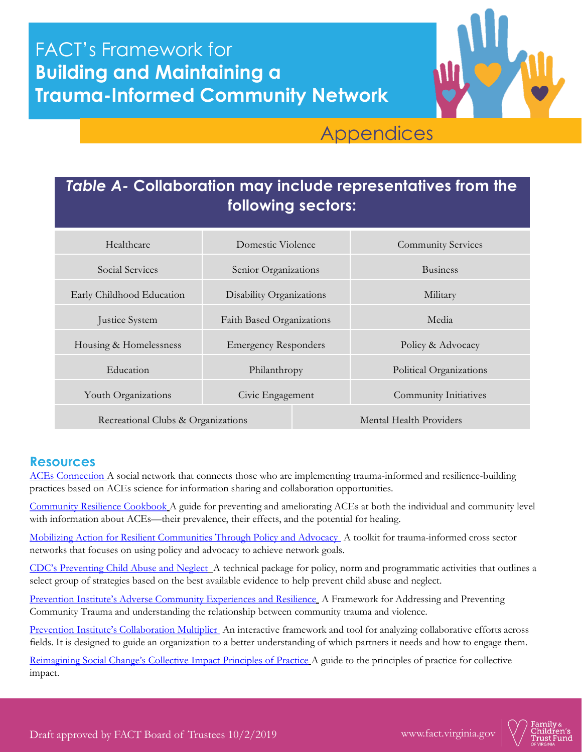# FACT's Framework for **Building and Maintaining a Trauma-Informed Community Network**

## Appendices

### *Table A-* Collaboration may include representatives from the following sectors:

| | | |
|---|---|---|
| Healthcare | Domestic Violence | Community Services |
| Social Services | Senior Organizations | Business |
| Early Childhood Education | Disability Organizations | Military |
| Justice System | Faith Based Organizations | Media |
| Housing & Homelessness | Emergency Responders | Policy & Advocacy |
| Education | Philanthropy | Political Organizations |
| Youth Organizations | Civic Engagement | Community Initiatives |
| Recreational Clubs & Organizations | Mental Health Providers | |

## Resources

ACEs Connection A social network that connects those who are implementing trauma-informed and resilience-building practices based on ACEs science for information sharing and collaboration opportunities.

Community Resilience Cookbook A guide for preventing and ameliorating ACEs at both the individual and community level with information about ACEs—their prevalence, their effects, and the potential for healing.

Mobilizing Action for Resilient Communities Through Policy and Advocacy A toolkit for trauma-informed cross sector networks that focuses on using policy and advocacy to achieve network goals.

CDC's Preventing Child Abuse and Neglect A technical package for policy, norm and programmatic activities that outlines a select group of strategies based on the best available evidence to help prevent child abuse and neglect.

Prevention Institute's Adverse Community Experiences and Resilience A Framework for Addressing and Preventing Community Trauma and understanding the relationship between community trauma and violence.

Prevention Institute's Collaboration Multiplier An interactive framework and tool for analyzing collaborative efforts across fields. It is designed to guide an organization to a better understanding of which partners it needs and how to engage them.

Reimagining Social Change's Collective Impact Principles of Practice A guide to the principles of practice for collective impact.

Draft approved by FACT Board of Trustees 10/2/2019

www.fact.virginia.gov